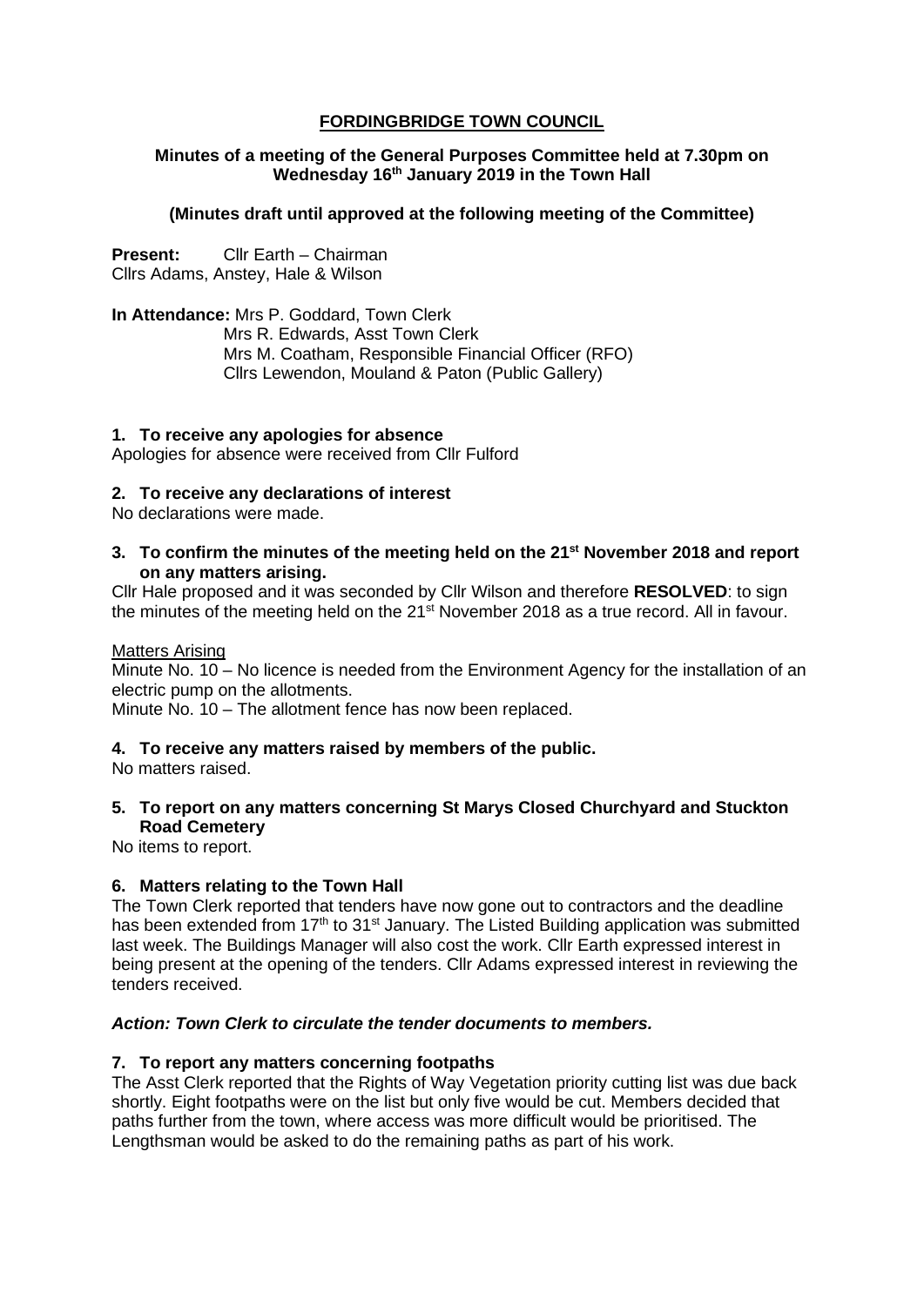# FORDINGBRIDGE TOWN COUNCIL

**Minutes of a meeting of the General Purposes Committee held at 7.30pm on Wednesday 16th January 2019 in the Town Hall**

**(Minutes draft until approved at the following meeting of the Committee)**

**Present:** Cllr Earth – Chairman
Cllrs Adams, Anstey, Hale & Wilson

**In Attendance:** Mrs P. Goddard, Town Clerk
Mrs R. Edwards, Asst Town Clerk
Mrs M. Coatham, Responsible Financial Officer (RFO)
Cllrs Lewendon, Mouland & Paton (Public Gallery)

**1. To receive any apologies for absence**

Apologies for absence were received from Cllr Fulford

**2. To receive any declarations of interest**

No declarations were made.

**3. To confirm the minutes of the meeting held on the 21st November 2018 and report on any matters arising.**

Cllr Hale proposed and it was seconded by Cllr Wilson and therefore **RESOLVED**: to sign the minutes of the meeting held on the 21st November 2018 as a true record. All in favour.

Matters Arising

Minute No. 10 – No licence is needed from the Environment Agency for the installation of an electric pump on the allotments.

Minute No. 10 – The allotment fence has now been replaced.

**4. To receive any matters raised by members of the public.**

No matters raised.

**5. To report on any matters concerning St Marys Closed Churchyard and Stuckton Road Cemetery**

No items to report.

**6. Matters relating to the Town Hall**

The Town Clerk reported that tenders have now gone out to contractors and the deadline has been extended from 17th to 31st January. The Listed Building application was submitted last week. The Buildings Manager will also cost the work. Cllr Earth expressed interest in being present at the opening of the tenders. Cllr Adams expressed interest in reviewing the tenders received.

***Action: Town Clerk to circulate the tender documents to members.***

**7. To report any matters concerning footpaths**

The Asst Clerk reported that the Rights of Way Vegetation priority cutting list was due back shortly. Eight footpaths were on the list but only five would be cut. Members decided that paths further from the town, where access was more difficult would be prioritised. The Lengthsman would be asked to do the remaining paths as part of his work.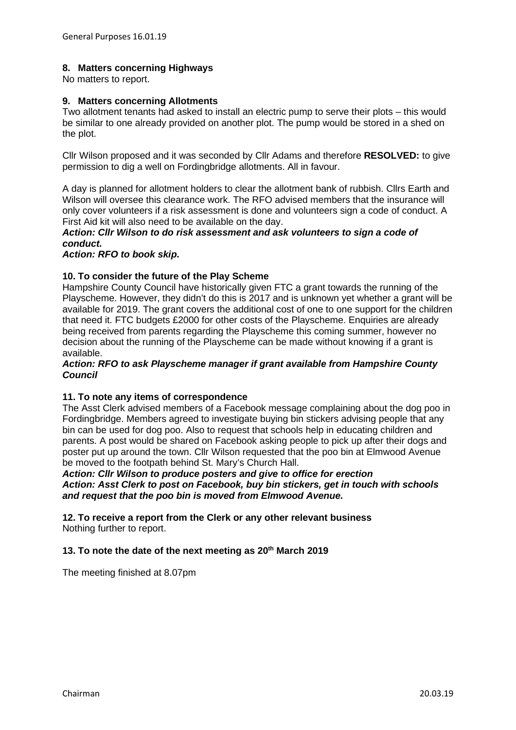**8. Matters concerning Highways**

No matters to report.

**9. Matters concerning Allotments**

Two allotment tenants had asked to install an electric pump to serve their plots – this would be similar to one already provided on another plot. The pump would be stored in a shed on the plot.

Cllr Wilson proposed and it was seconded by Cllr Adams and therefore **RESOLVED:** to give permission to dig a well on Fordingbridge allotments. All in favour.

A day is planned for allotment holders to clear the allotment bank of rubbish. Cllrs Earth and Wilson will oversee this clearance work. The RFO advised members that the insurance will only cover volunteers if a risk assessment is done and volunteers sign a code of conduct. A First Aid kit will also need to be available on the day.

***Action: Cllr Wilson to do risk assessment and ask volunteers to sign a code of conduct.***

***Action: RFO to book skip.***

**10. To consider the future of the Play Scheme**

Hampshire County Council have historically given FTC a grant towards the running of the Playscheme. However, they didn't do this is 2017 and is unknown yet whether a grant will be available for 2019. The grant covers the additional cost of one to one support for the children that need it. FTC budgets £2000 for other costs of the Playscheme. Enquiries are already being received from parents regarding the Playscheme this coming summer, however no decision about the running of the Playscheme can be made without knowing if a grant is available.

***Action: RFO to ask Playscheme manager if grant available from Hampshire County Council***

**11. To note any items of correspondence**

The Asst Clerk advised members of a Facebook message complaining about the dog poo in Fordingbridge. Members agreed to investigate buying bin stickers advising people that any bin can be used for dog poo. Also to request that schools help in educating children and parents. A post would be shared on Facebook asking people to pick up after their dogs and poster put up around the town. Cllr Wilson requested that the poo bin at Elmwood Avenue be moved to the footpath behind St. Mary's Church Hall.

***Action: Cllr Wilson to produce posters and give to office for erection***

***Action: Asst Clerk to post on Facebook, buy bin stickers, get in touch with schools and request that the poo bin is moved from Elmwood Avenue.***

**12. To receive a report from the Clerk or any other relevant business**

Nothing further to report.

**13. To note the date of the next meeting as 20th March 2019**

The meeting finished at 8.07pm

Chairman 20.03.19